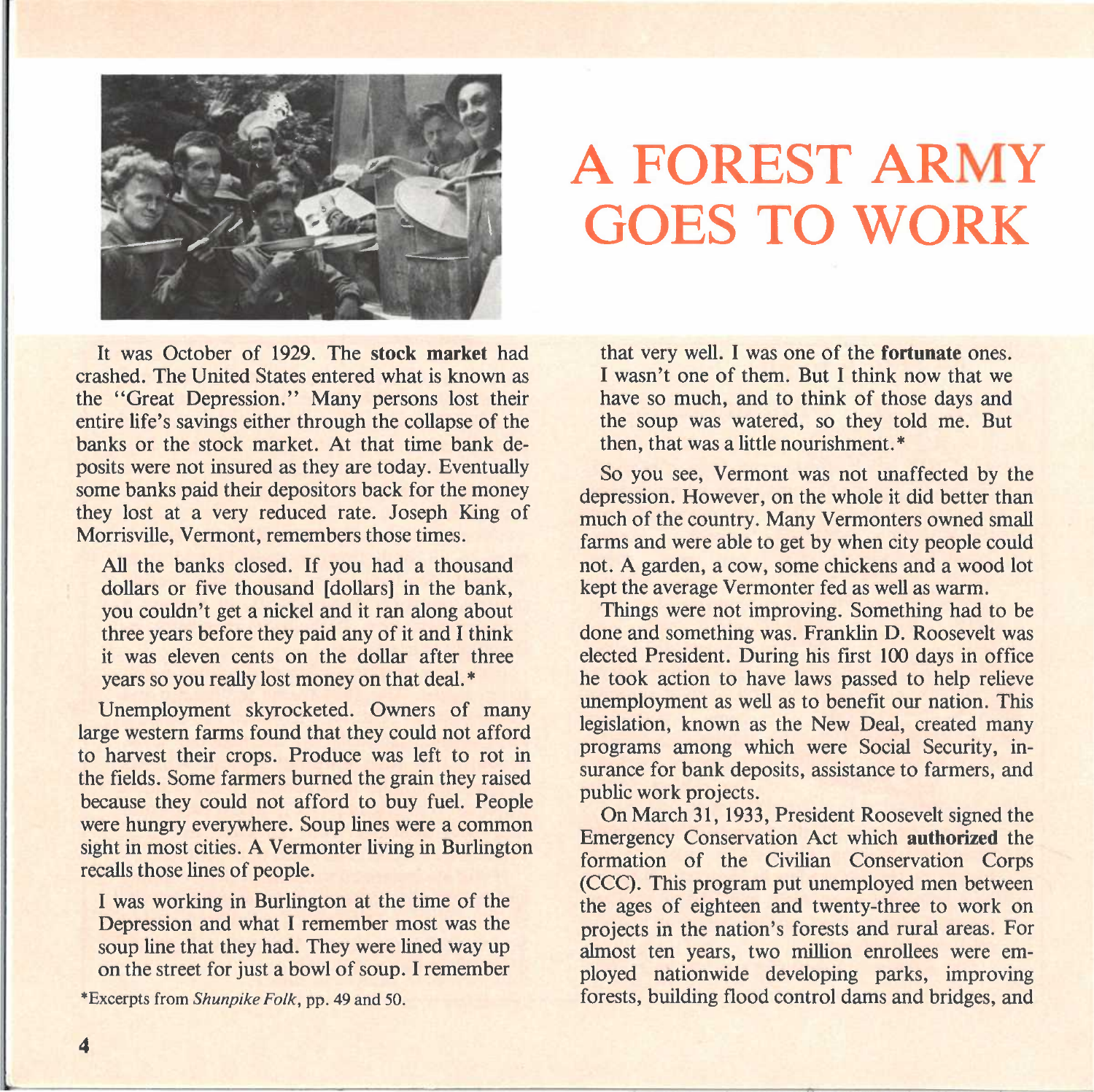# A FOREST ARMY GOES TO WORK

It was October of 1929. The **stock market** had crashed. The United States entered what is known as the "Great Depression." Many persons lost their entire life's savings either through the collapse of the banks or the stock market. At that time bank deposits were not insured as they are today. Eventually some banks paid their depositors back for the money they lost at a very reduced rate. Joseph King of Morrisville, Vermont, remembers those times.

> All the banks closed. If you had a thousand dollars or five thousand [dollars] in the bank, you couldn't get a nickel and it ran along about three years before they paid any of it and I think it was eleven cents on the dollar after three years so you really lost money on that deal.*

Unemployment skyrocketed. Owners of many large western farms found that they could not afford to harvest their crops. Produce was left to rot in the fields. Some farmers burned the grain they raised because they could not afford to buy fuel. People were hungry everywhere. Soup lines were a common sight in most cities. A Vermonter living in Burlington recalls those lines of people.

> I was working in Burlington at the time of the Depression and what I remember most was the soup line that they had. They were lined way up on the street for just a bowl of soup. I remember that very well. I was one of the **fortunate** ones. I wasn't one of them. But I think now that we have so much, and to think of those days and the soup was watered, so they told me. But then, that was a little nourishment.*

So you see, Vermont was not unaffected by the depression. However, on the whole it did better than much of the country. Many Vermonters owned small farms and were able to get by when city people could not. A garden, a cow, some chickens and a wood lot kept the average Vermonter fed as well as warm.

Things were not improving. Something had to be done and something was. Franklin D. Roosevelt was elected President. During his first 100 days in office he took action to have laws passed to help relieve unemployment as well as to benefit our nation. This legislation, known as the New Deal, created many programs among which were Social Security, insurance for bank deposits, assistance to farmers, and public work projects.

On March 31, 1933, President Roosevelt signed the Emergency Conservation Act which **authorized** the formation of the Civilian Conservation Corps (CCC). This program put unemployed men between the ages of eighteen and twenty-three to work on projects in the nation's forests and rural areas. For almost ten years, two million enrollees were employed nationwide developing parks, improving forests, building flood control dams and bridges, and

*Excerpts from *Shunpike Folk*, pp. 49 and 50.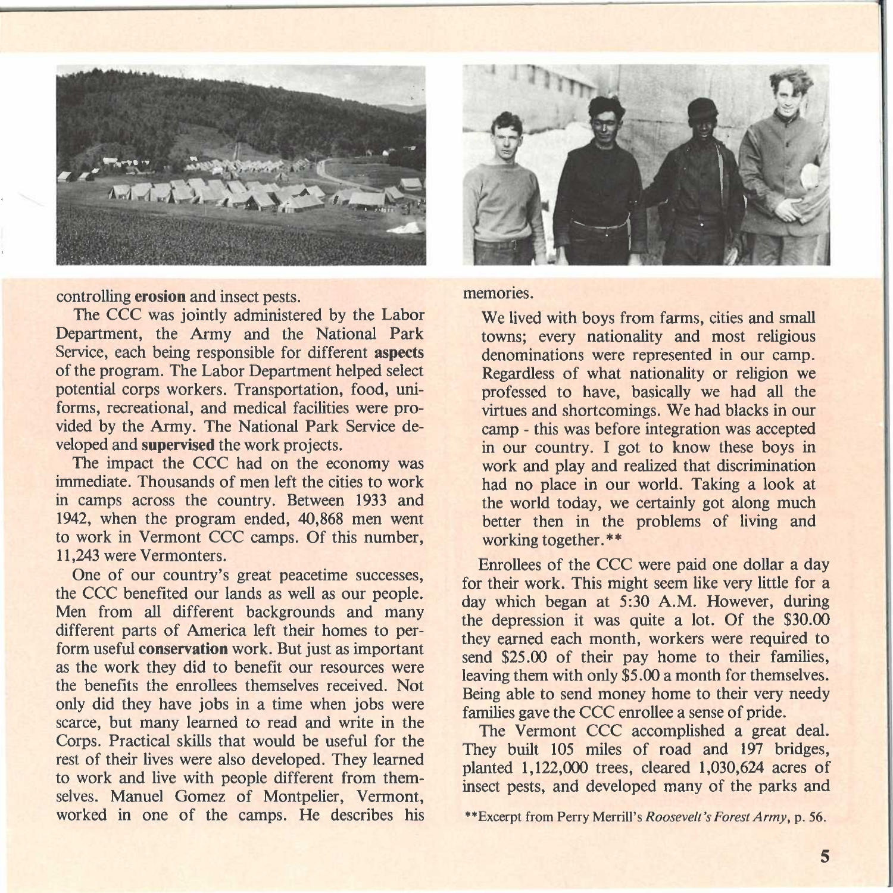controlling **erosion** and insect pests.

The CCC was jointly administered by the Labor Department, the Army and the National Park Service, each being responsible for different **aspects** of the program. The Labor Department helped select potential corps workers. Transportation, food, uniforms, recreational, and medical facilities were provided by the Army. The National Park Service developed and **supervised** the work projects.

The impact the CCC had on the economy was immediate. Thousands of men left the cities to work in camps across the country. Between 1933 and 1942, when the program ended, 40,868 men went to work in Vermont CCC camps. Of this number, 11,243 were Vermonters.

One of our country's great peacetime successes, the CCC benefited our lands as well as our people. Men from all different backgrounds and many different parts of America left their homes to perform useful **conservation** work. But just as important as the work they did to benefit our resources were the benefits the enrollees themselves received. Not only did they have jobs in a time when jobs were scarce, but many learned to read and write in the Corps. Practical skills that would be useful for the rest of their lives were also developed. They learned to work and live with people different from themselves. Manuel Gomez of Montpelier, Vermont, worked in one of the camps. He describes his memories.

> We lived with boys from farms, cities and small towns; every nationality and most religious denominations were represented in our camp. Regardless of what nationality or religion we professed to have, basically we had all the virtues and shortcomings. We had blacks in our camp - this was before integration was accepted in our country. I got to know these boys in work and play and realized that discrimination had no place in our world. Taking a look at the world today, we certainly got along much better then in the problems of living and working together.**

Enrollees of the CCC were paid one dollar a day for their work. This might seem like very little for a day which began at 5:30 A.M. However, during the depression it was quite a lot. Of the $30.00 they earned each month, workers were required to send $25.00 of their pay home to their families, leaving them with only $5.00 a month for themselves. Being able to send money home to their very needy families gave the CCC enrollee a sense of pride.

The Vermont CCC accomplished a great deal. They built 105 miles of road and 197 bridges, planted 1,122,000 trees, cleared 1,030,624 acres of insect pests, and developed many of the parks and

**Excerpt from Perry Merrill's *Roosevelt's Forest Army*, p. 56.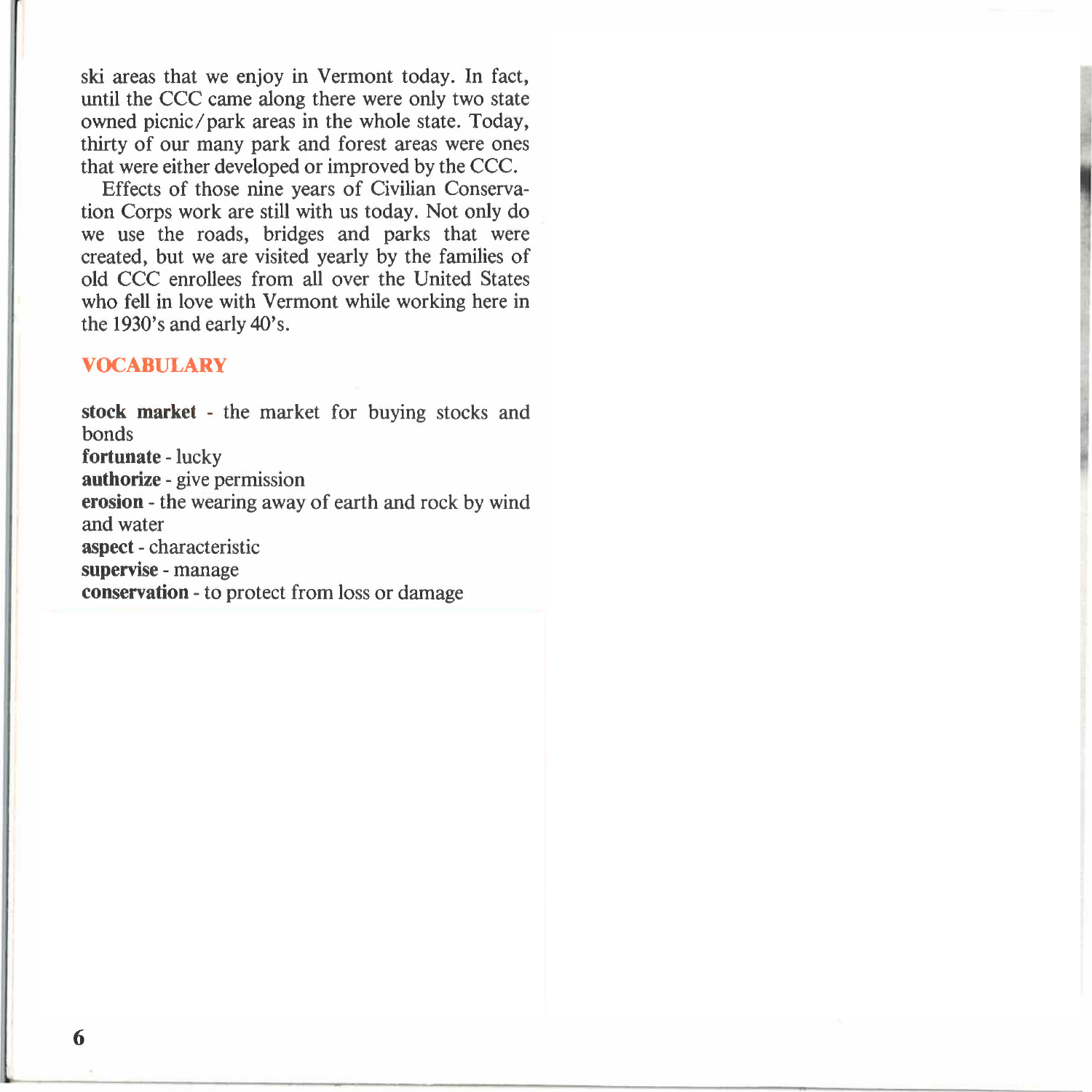ski areas that we enjoy in Vermont today. In fact, until the CCC came along there were only two state owned picnic/park areas in the whole state. Today, thirty of our many park and forest areas were ones that were either developed or improved by the CCC.

Effects of those nine years of Civilian Conservation Corps work are still with us today. Not only do we use the roads, bridges and parks that were created, but we are visited yearly by the families of old CCC enrollees from all over the United States who fell in love with Vermont while working here in the 1930's and early 40's.

## VOCABULARY

**stock market** - the market for buying stocks and bonds
**fortunate** - lucky
**authorize** - give permission
**erosion** - the wearing away of earth and rock by wind and water
**aspect** - characteristic
**supervise** - manage
**conservation** - to protect from loss or damage